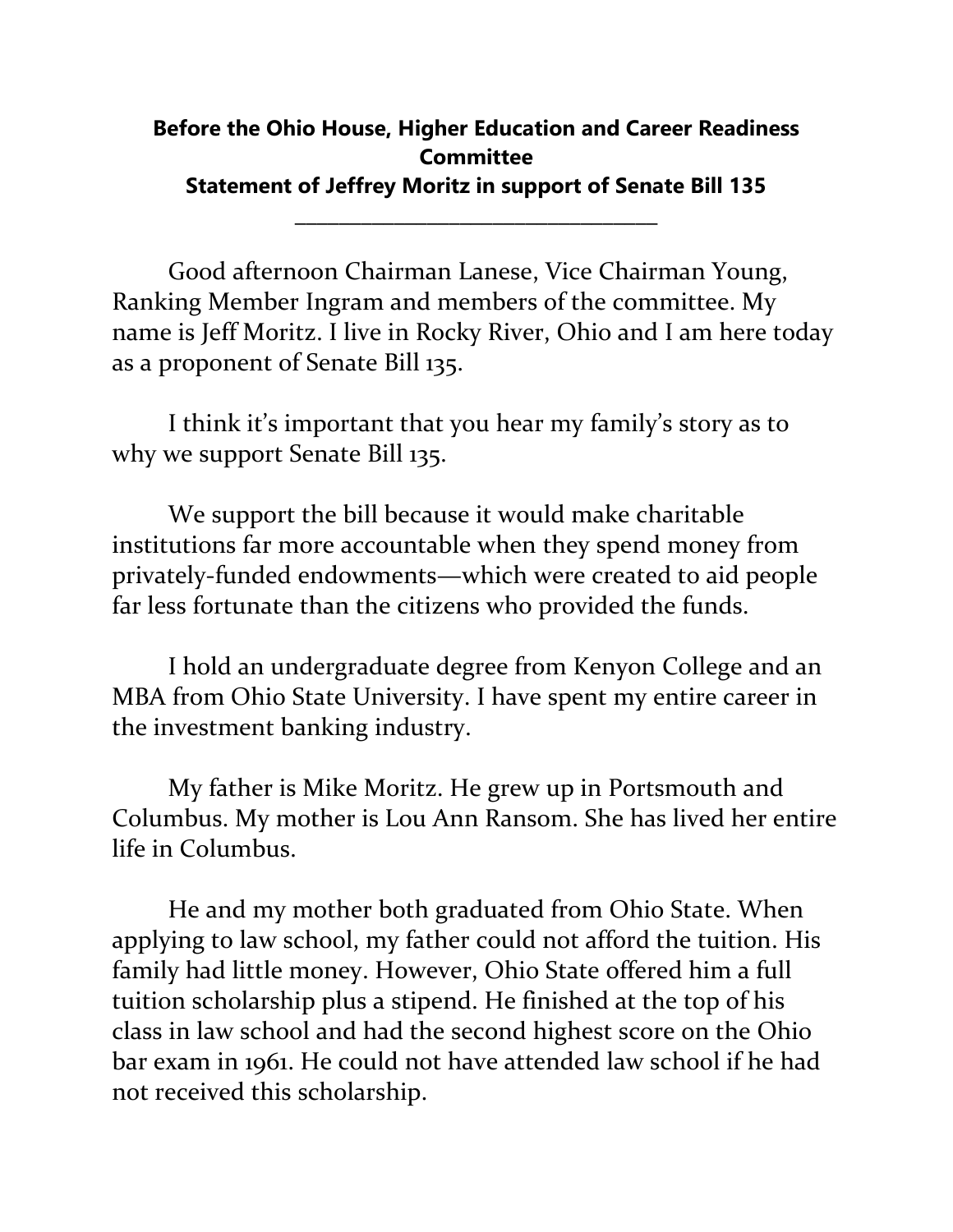**Before the Ohio House, Higher Education and Career Readiness Committee**
**Statement of Jeffrey Moritz in support of Senate Bill 135**

---

Good afternoon Chairman Lanese, Vice Chairman Young, Ranking Member Ingram and members of the committee. My name is Jeff Moritz. I live in Rocky River, Ohio and I am here today as a proponent of Senate Bill 135.

I think it's important that you hear my family's story as to why we support Senate Bill 135.

We support the bill because it would make charitable institutions far more accountable when they spend money from privately-funded endowments—which were created to aid people far less fortunate than the citizens who provided the funds.

I hold an undergraduate degree from Kenyon College and an MBA from Ohio State University. I have spent my entire career in the investment banking industry.

My father is Mike Moritz. He grew up in Portsmouth and Columbus. My mother is Lou Ann Ransom. She has lived her entire life in Columbus.

He and my mother both graduated from Ohio State. When applying to law school, my father could not afford the tuition. His family had little money. However, Ohio State offered him a full tuition scholarship plus a stipend. He finished at the top of his class in law school and had the second highest score on the Ohio bar exam in 1961. He could not have attended law school if he had not received this scholarship.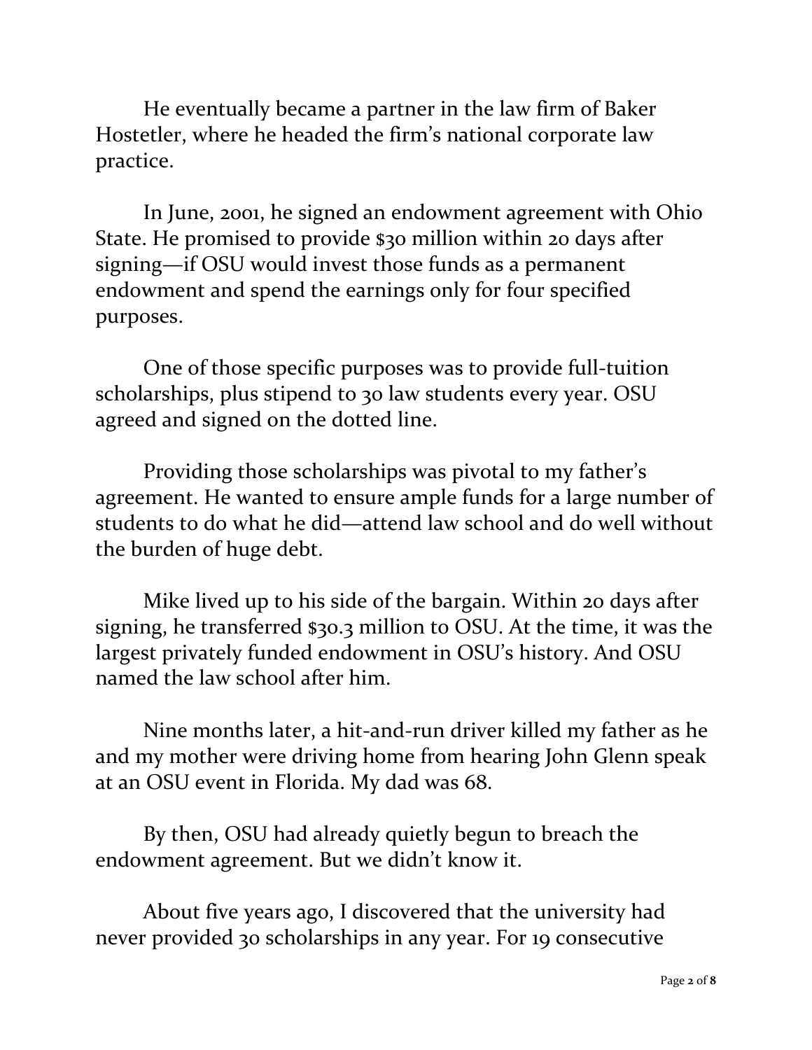He eventually became a partner in the law firm of Baker Hostetler, where he headed the firm's national corporate law practice.

In June, 2001, he signed an endowment agreement with Ohio State. He promised to provide $30 million within 20 days after signing—if OSU would invest those funds as a permanent endowment and spend the earnings only for four specified purposes.

One of those specific purposes was to provide full-tuition scholarships, plus stipend to 30 law students every year. OSU agreed and signed on the dotted line.

Providing those scholarships was pivotal to my father's agreement. He wanted to ensure ample funds for a large number of students to do what he did—attend law school and do well without the burden of huge debt.

Mike lived up to his side of the bargain. Within 20 days after signing, he transferred $30.3 million to OSU. At the time, it was the largest privately funded endowment in OSU's history. And OSU named the law school after him.

Nine months later, a hit-and-run driver killed my father as he and my mother were driving home from hearing John Glenn speak at an OSU event in Florida. My dad was 68.

By then, OSU had already quietly begun to breach the endowment agreement. But we didn't know it.

About five years ago, I discovered that the university had never provided 30 scholarships in any year. For 19 consecutive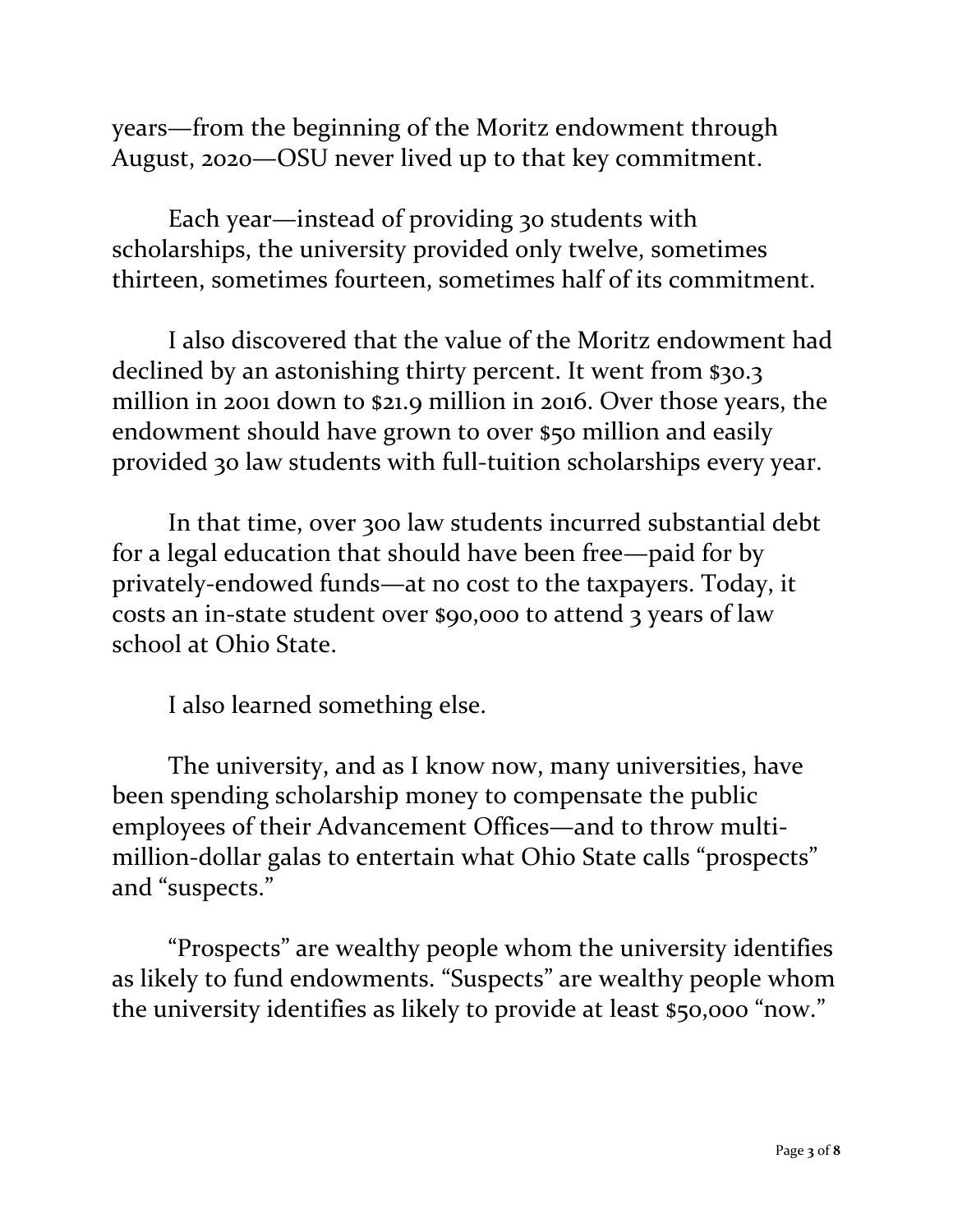years—from the beginning of the Moritz endowment through August, 2020—OSU never lived up to that key commitment.

Each year—instead of providing 30 students with scholarships, the university provided only twelve, sometimes thirteen, sometimes fourteen, sometimes half of its commitment.

I also discovered that the value of the Moritz endowment had declined by an astonishing thirty percent. It went from $30.3 million in 2001 down to $21.9 million in 2016. Over those years, the endowment should have grown to over $50 million and easily provided 30 law students with full-tuition scholarships every year.

In that time, over 300 law students incurred substantial debt for a legal education that should have been free—paid for by privately-endowed funds—at no cost to the taxpayers. Today, it costs an in-state student over $90,000 to attend 3 years of law school at Ohio State.

I also learned something else.

The university, and as I know now, many universities, have been spending scholarship money to compensate the public employees of their Advancement Offices—and to throw multi-million-dollar galas to entertain what Ohio State calls "prospects" and "suspects."

"Prospects" are wealthy people whom the university identifies as likely to fund endowments. "Suspects" are wealthy people whom the university identifies as likely to provide at least $50,000 "now."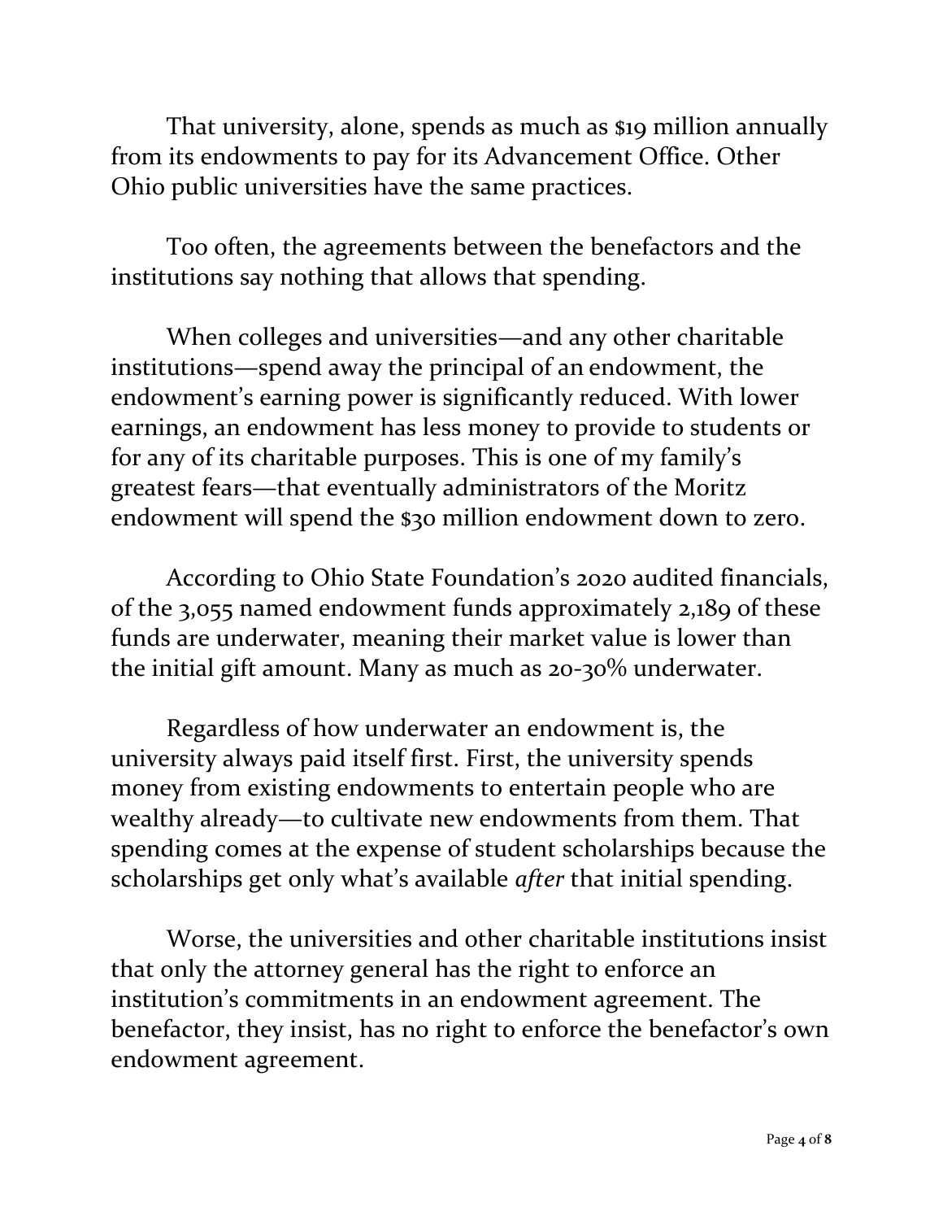That university, alone, spends as much as $19 million annually from its endowments to pay for its Advancement Office. Other Ohio public universities have the same practices.

Too often, the agreements between the benefactors and the institutions say nothing that allows that spending.

When colleges and universities—and any other charitable institutions—spend away the principal of an endowment, the endowment's earning power is significantly reduced. With lower earnings, an endowment has less money to provide to students or for any of its charitable purposes. This is one of my family's greatest fears—that eventually administrators of the Moritz endowment will spend the $30 million endowment down to zero.

According to Ohio State Foundation's 2020 audited financials, of the 3,055 named endowment funds approximately 2,189 of these funds are underwater, meaning their market value is lower than the initial gift amount. Many as much as 20-30% underwater.

Regardless of how underwater an endowment is, the university always paid itself first. First, the university spends money from existing endowments to entertain people who are wealthy already—to cultivate new endowments from them. That spending comes at the expense of student scholarships because the scholarships get only what's available *after* that initial spending.

Worse, the universities and other charitable institutions insist that only the attorney general has the right to enforce an institution's commitments in an endowment agreement. The benefactor, they insist, has no right to enforce the benefactor's own endowment agreement.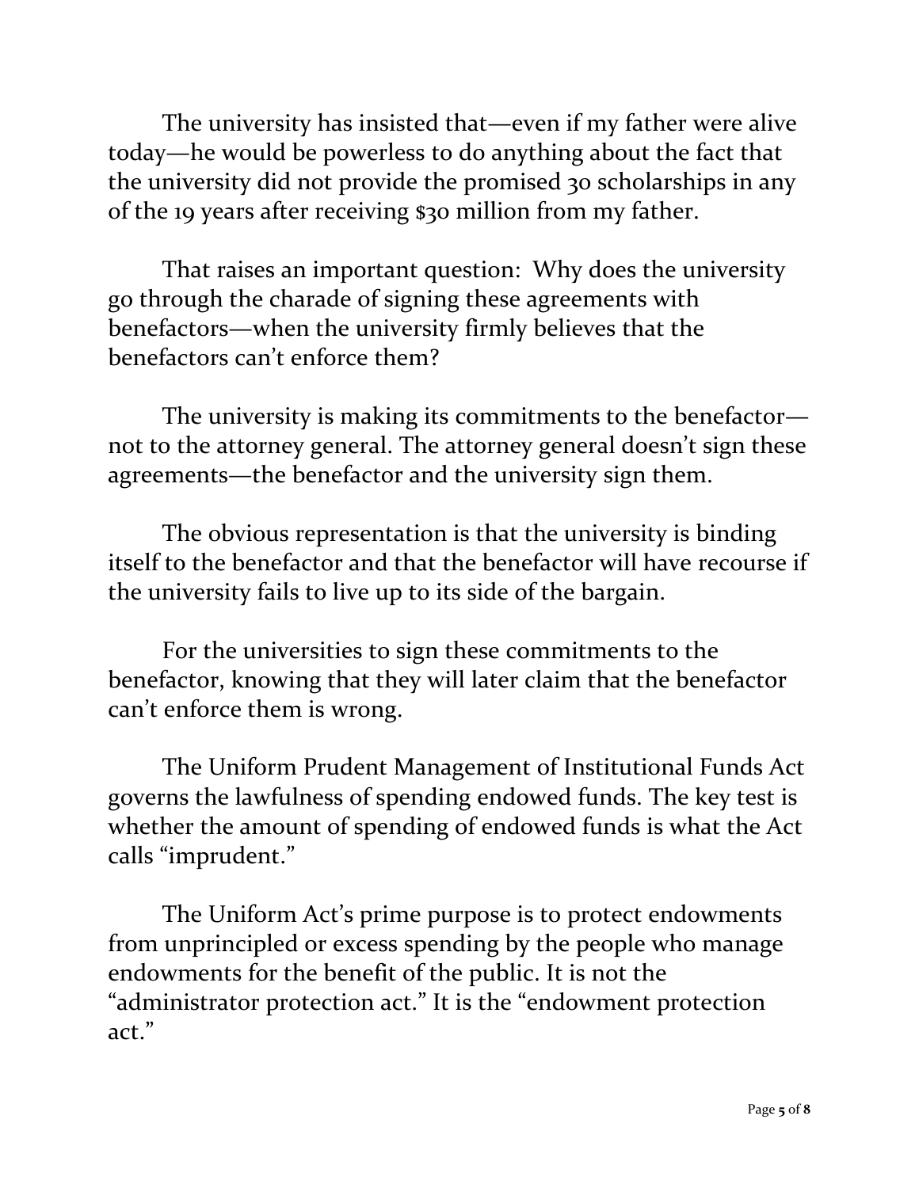The university has insisted that—even if my father were alive today—he would be powerless to do anything about the fact that the university did not provide the promised 30 scholarships in any of the 19 years after receiving $30 million from my father.

That raises an important question: Why does the university go through the charade of signing these agreements with benefactors—when the university firmly believes that the benefactors can't enforce them?

The university is making its commitments to the benefactor—not to the attorney general. The attorney general doesn't sign these agreements—the benefactor and the university sign them.

The obvious representation is that the university is binding itself to the benefactor and that the benefactor will have recourse if the university fails to live up to its side of the bargain.

For the universities to sign these commitments to the benefactor, knowing that they will later claim that the benefactor can't enforce them is wrong.

The Uniform Prudent Management of Institutional Funds Act governs the lawfulness of spending endowed funds. The key test is whether the amount of spending of endowed funds is what the Act calls "imprudent."

The Uniform Act's prime purpose is to protect endowments from unprincipled or excess spending by the people who manage endowments for the benefit of the public. It is not the "administrator protection act." It is the "endowment protection act."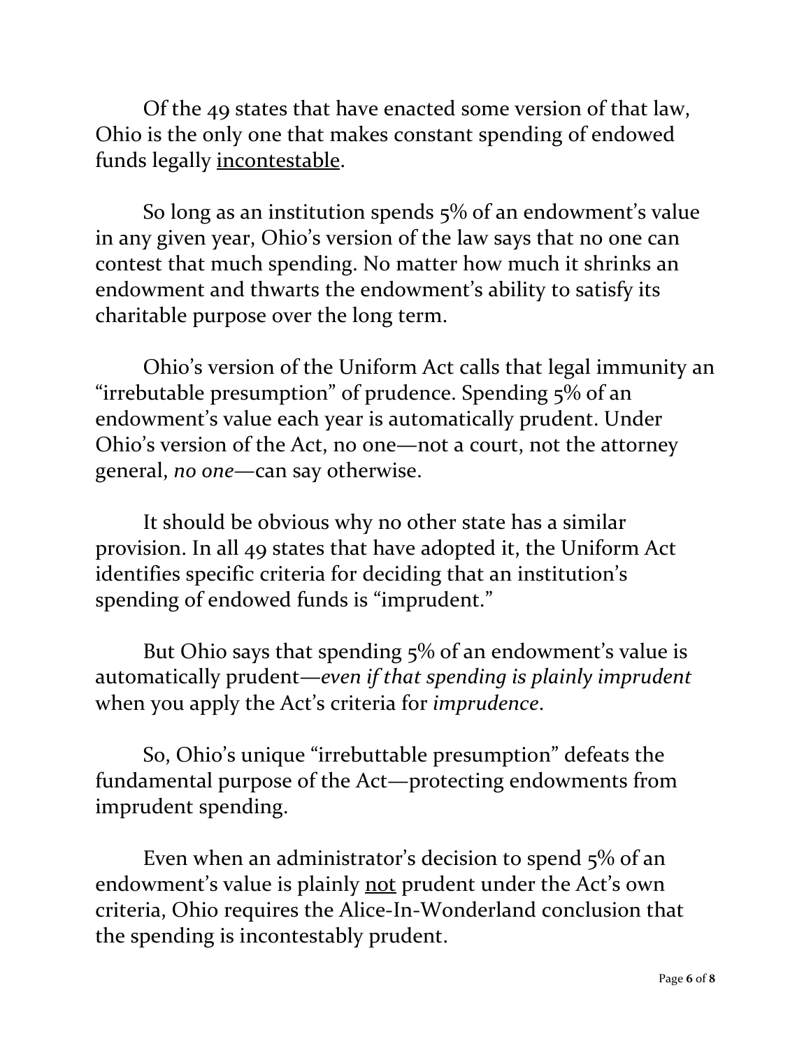Of the 49 states that have enacted some version of that law, Ohio is the only one that makes constant spending of endowed funds legally <u>incontestable</u>.

So long as an institution spends 5% of an endowment's value in any given year, Ohio's version of the law says that no one can contest that much spending. No matter how much it shrinks an endowment and thwarts the endowment's ability to satisfy its charitable purpose over the long term.

Ohio's version of the Uniform Act calls that legal immunity an "irrebutable presumption" of prudence. Spending 5% of an endowment's value each year is automatically prudent. Under Ohio's version of the Act, no one—not a court, not the attorney general, *no one*—can say otherwise.

It should be obvious why no other state has a similar provision. In all 49 states that have adopted it, the Uniform Act identifies specific criteria for deciding that an institution's spending of endowed funds is "imprudent."

But Ohio says that spending 5% of an endowment's value is automatically prudent—*even if that spending is plainly imprudent* when you apply the Act's criteria for *imprudence*.

So, Ohio's unique "irrebuttable presumption" defeats the fundamental purpose of the Act—protecting endowments from imprudent spending.

Even when an administrator's decision to spend 5% of an endowment's value is plainly <u>not</u> prudent under the Act's own criteria, Ohio requires the Alice-In-Wonderland conclusion that the spending is incontestably prudent.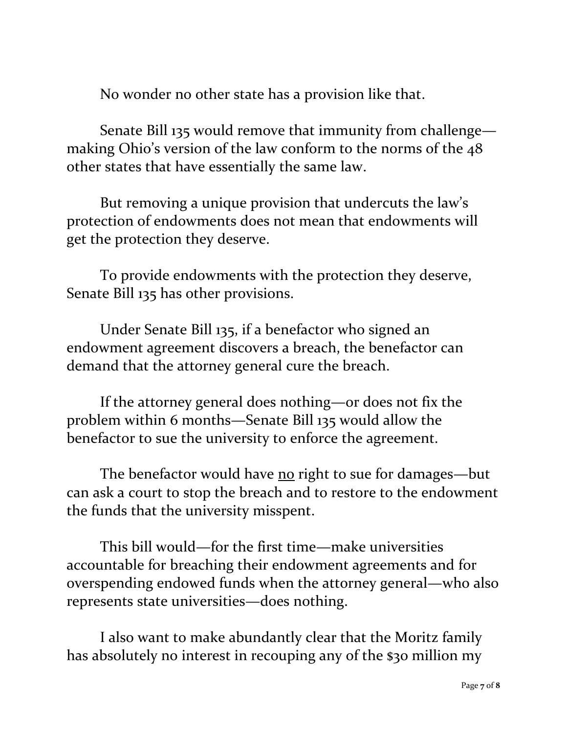No wonder no other state has a provision like that.

Senate Bill 135 would remove that immunity from challenge—making Ohio's version of the law conform to the norms of the 48 other states that have essentially the same law.

But removing a unique provision that undercuts the law's protection of endowments does not mean that endowments will get the protection they deserve.

To provide endowments with the protection they deserve, Senate Bill 135 has other provisions.

Under Senate Bill 135, if a benefactor who signed an endowment agreement discovers a breach, the benefactor can demand that the attorney general cure the breach.

If the attorney general does nothing—or does not fix the problem within 6 months—Senate Bill 135 would allow the benefactor to sue the university to enforce the agreement.

The benefactor would have <u>no</u> right to sue for damages—but can ask a court to stop the breach and to restore to the endowment the funds that the university misspent.

This bill would—for the first time—make universities accountable for breaching their endowment agreements and for overspending endowed funds when the attorney general—who also represents state universities—does nothing.

I also want to make abundantly clear that the Moritz family has absolutely no interest in recouping any of the $30 million my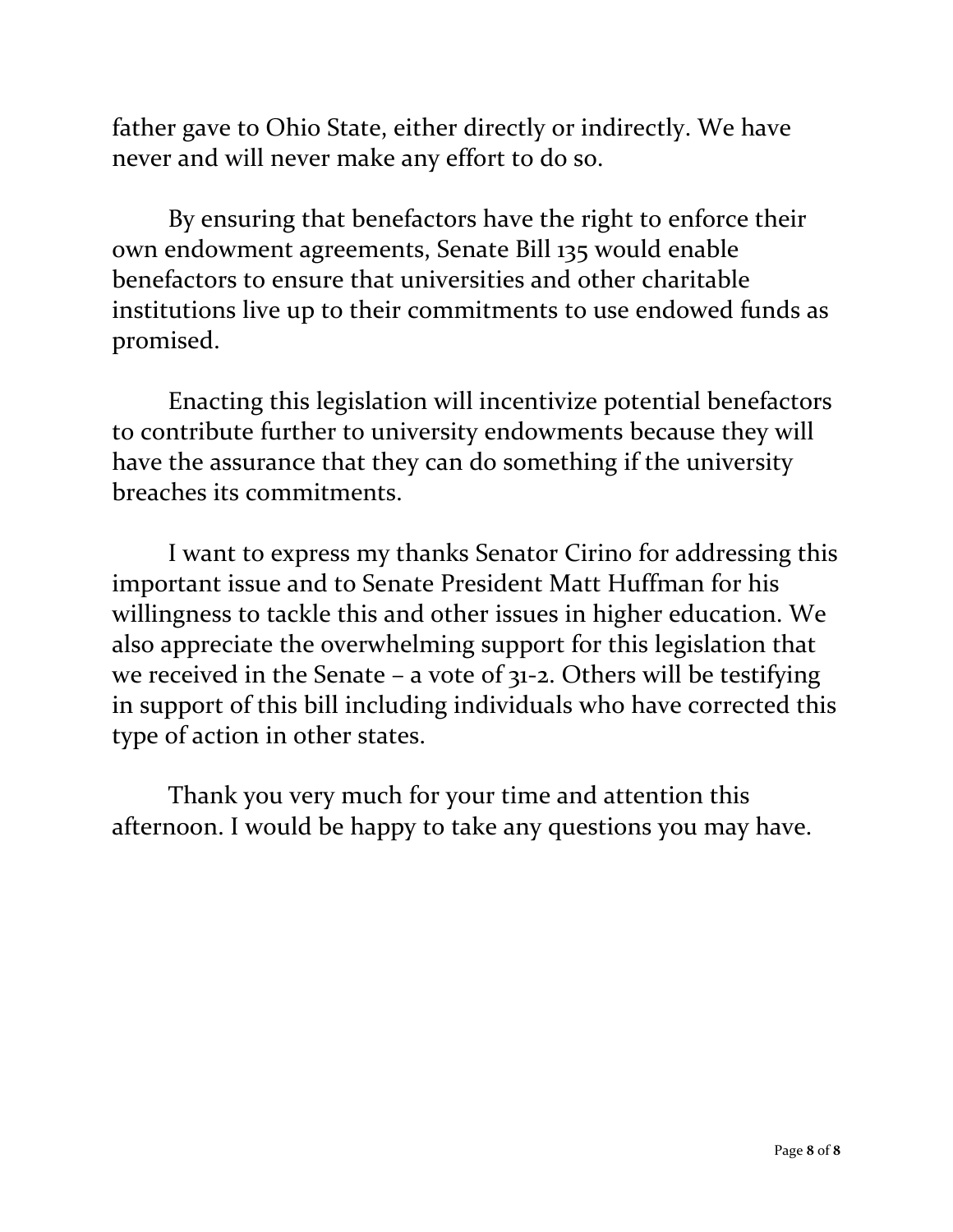father gave to Ohio State, either directly or indirectly. We have never and will never make any effort to do so.

By ensuring that benefactors have the right to enforce their own endowment agreements, Senate Bill 135 would enable benefactors to ensure that universities and other charitable institutions live up to their commitments to use endowed funds as promised.

Enacting this legislation will incentivize potential benefactors to contribute further to university endowments because they will have the assurance that they can do something if the university breaches its commitments.

I want to express my thanks Senator Cirino for addressing this important issue and to Senate President Matt Huffman for his willingness to tackle this and other issues in higher education. We also appreciate the overwhelming support for this legislation that we received in the Senate – a vote of 31-2. Others will be testifying in support of this bill including individuals who have corrected this type of action in other states.

Thank you very much for your time and attention this afternoon. I would be happy to take any questions you may have.